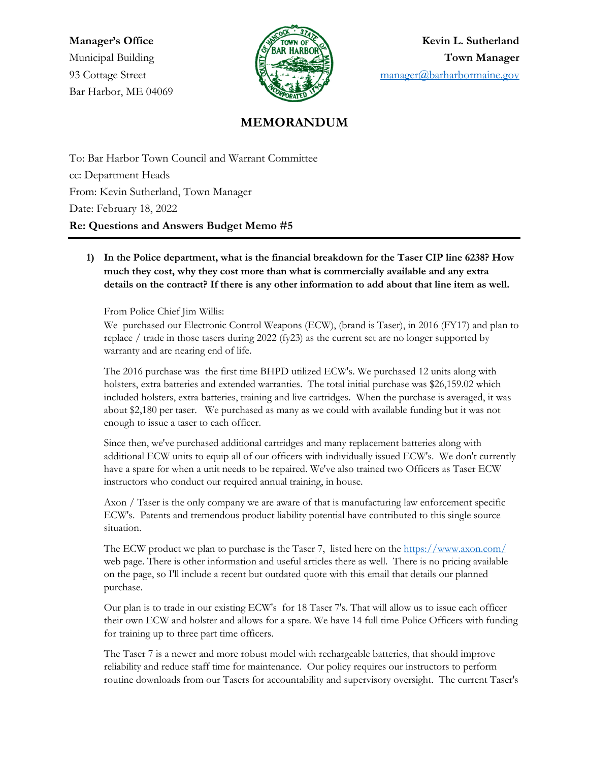**Manager's Office**
Municipal Building
93 Cottage Street
Bar Harbor, ME 04069

**Kevin L. Sutherland**
**Town Manager**
manager@barharbormaine.gov

# MEMORANDUM

To: Bar Harbor Town Council and Warrant Committee
cc: Department Heads
From: Kevin Sutherland, Town Manager
Date: February 18, 2022
**Re: Questions and Answers Budget Memo #5**

1) **In the Police department, what is the financial breakdown for the Taser CIP line 6238? How much they cost, why they cost more than what is commercially available and any extra details on the contract? If there is any other information to add about that line item as well.**

   From Police Chief Jim Willis:
   We purchased our Electronic Control Weapons (ECW), (brand is Taser), in 2016 (FY17) and plan to replace / trade in those tasers during 2022 (fy23) as the current set are no longer supported by warranty and are nearing end of life.

   The 2016 purchase was the first time BHPD utilized ECW's. We purchased 12 units along with holsters, extra batteries and extended warranties. The total initial purchase was $26,159.02 which included holsters, extra batteries, training and live cartridges. When the purchase is averaged, it was about $2,180 per taser. We purchased as many as we could with available funding but it was not enough to issue a taser to each officer.

   Since then, we've purchased additional cartridges and many replacement batteries along with additional ECW units to equip all of our officers with individually issued ECW's. We don't currently have a spare for when a unit needs to be repaired. We've also trained two Officers as Taser ECW instructors who conduct our required annual training, in house.

   Axon / Taser is the only company we are aware of that is manufacturing law enforcement specific ECW's. Patents and tremendous product liability potential have contributed to this single source situation.

   The ECW product we plan to purchase is the Taser 7, listed here on the https://www.axon.com/ web page. There is other information and useful articles there as well. There is no pricing available on the page, so I'll include a recent but outdated quote with this email that details our planned purchase.

   Our plan is to trade in our existing ECW's for 18 Taser 7's. That will allow us to issue each officer their own ECW and holster and allows for a spare. We have 14 full time Police Officers with funding for training up to three part time officers.

   The Taser 7 is a newer and more robust model with rechargeable batteries, that should improve reliability and reduce staff time for maintenance. Our policy requires our instructors to perform routine downloads from our Tasers for accountability and supervisory oversight. The current Taser's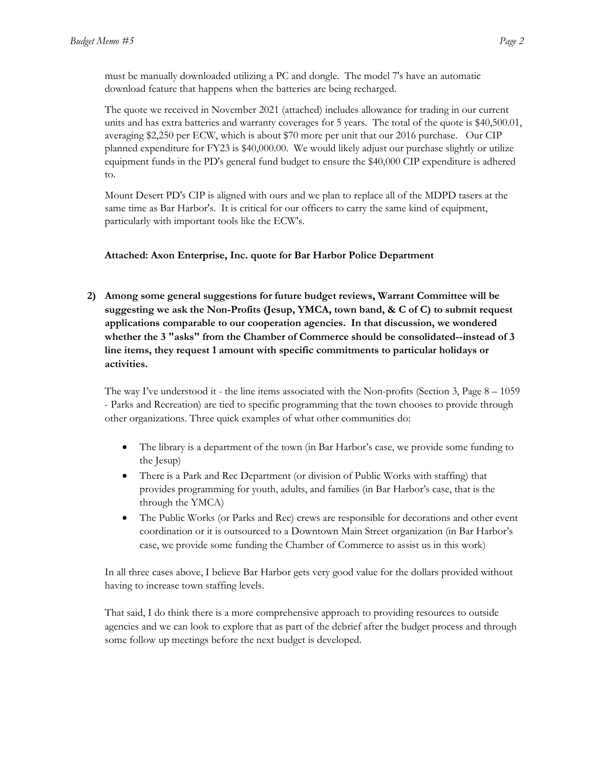must be manually downloaded utilizing a PC and dongle. The model 7's have an automatic download feature that happens when the batteries are being recharged.

The quote we received in November 2021 (attached) includes allowance for trading in our current units and has extra batteries and warranty coverages for 5 years. The total of the quote is $40,500.01, averaging $2,250 per ECW, which is about $70 more per unit that our 2016 purchase. Our CIP planned expenditure for FY23 is $40,000.00. We would likely adjust our purchase slightly or utilize equipment funds in the PD's general fund budget to ensure the $40,000 CIP expenditure is adhered to.

Mount Desert PD's CIP is aligned with ours and we plan to replace all of the MDPD tasers at the same time as Bar Harbor's. It is critical for our officers to carry the same kind of equipment, particularly with important tools like the ECW's.

**Attached: Axon Enterprise, Inc. quote for Bar Harbor Police Department**

2) **Among some general suggestions for future budget reviews, Warrant Committee will be suggesting we ask the Non-Profits (Jesup, YMCA, town band, & C of C) to submit request applications comparable to our cooperation agencies. In that discussion, we wondered whether the 3 "asks" from the Chamber of Commerce should be consolidated--instead of 3 line items, they request 1 amount with specific commitments to particular holidays or activities.**

The way I've understood it - the line items associated with the Non-profits (Section 3, Page 8 – 1059 - Parks and Recreation) are tied to specific programming that the town chooses to provide through other organizations. Three quick examples of what other communities do:

- The library is a department of the town (in Bar Harbor's case, we provide some funding to the Jesup)
- There is a Park and Rec Department (or division of Public Works with staffing) that provides programming for youth, adults, and families (in Bar Harbor's case, that is the through the YMCA)
- The Public Works (or Parks and Rec) crews are responsible for decorations and other event coordination or it is outsourced to a Downtown Main Street organization (in Bar Harbor's case, we provide some funding the Chamber of Commerce to assist us in this work)

In all three cases above, I believe Bar Harbor gets very good value for the dollars provided without having to increase town staffing levels.

That said, I do think there is a more comprehensive approach to providing resources to outside agencies and we can look to explore that as part of the debrief after the budget process and through some follow up meetings before the next budget is developed.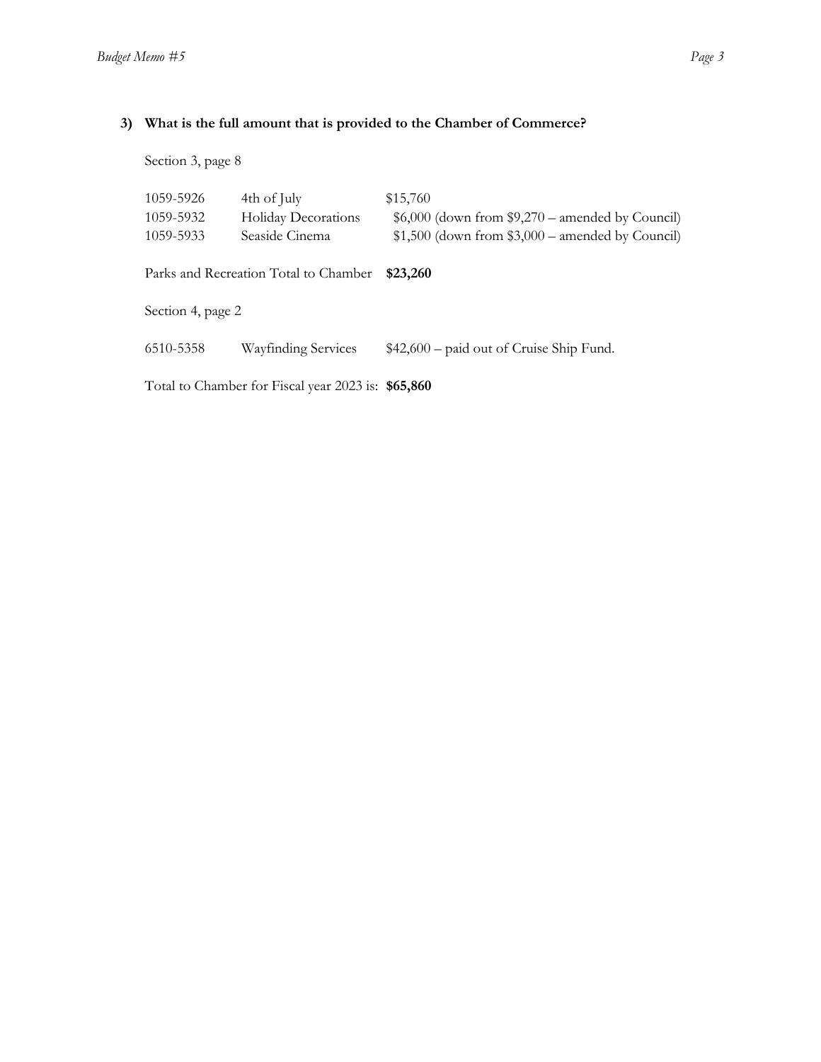**3) What is the full amount that is provided to the Chamber of Commerce?**

Section 3, page 8

| | | |
|---|---|---|
| 1059-5926 | 4th of July | $15,760 |
| 1059-5932 | Holiday Decorations | $6,000 (down from $9,270 – amended by Council) |
| 1059-5933 | Seaside Cinema | $1,500 (down from $3,000 – amended by Council) |

Parks and Recreation Total to Chamber **$23,260**

Section 4, page 2

| | | |
|---|---|---|
| 6510-5358 | Wayfinding Services | $42,600 – paid out of Cruise Ship Fund. |

Total to Chamber for Fiscal year 2023 is: **$65,860**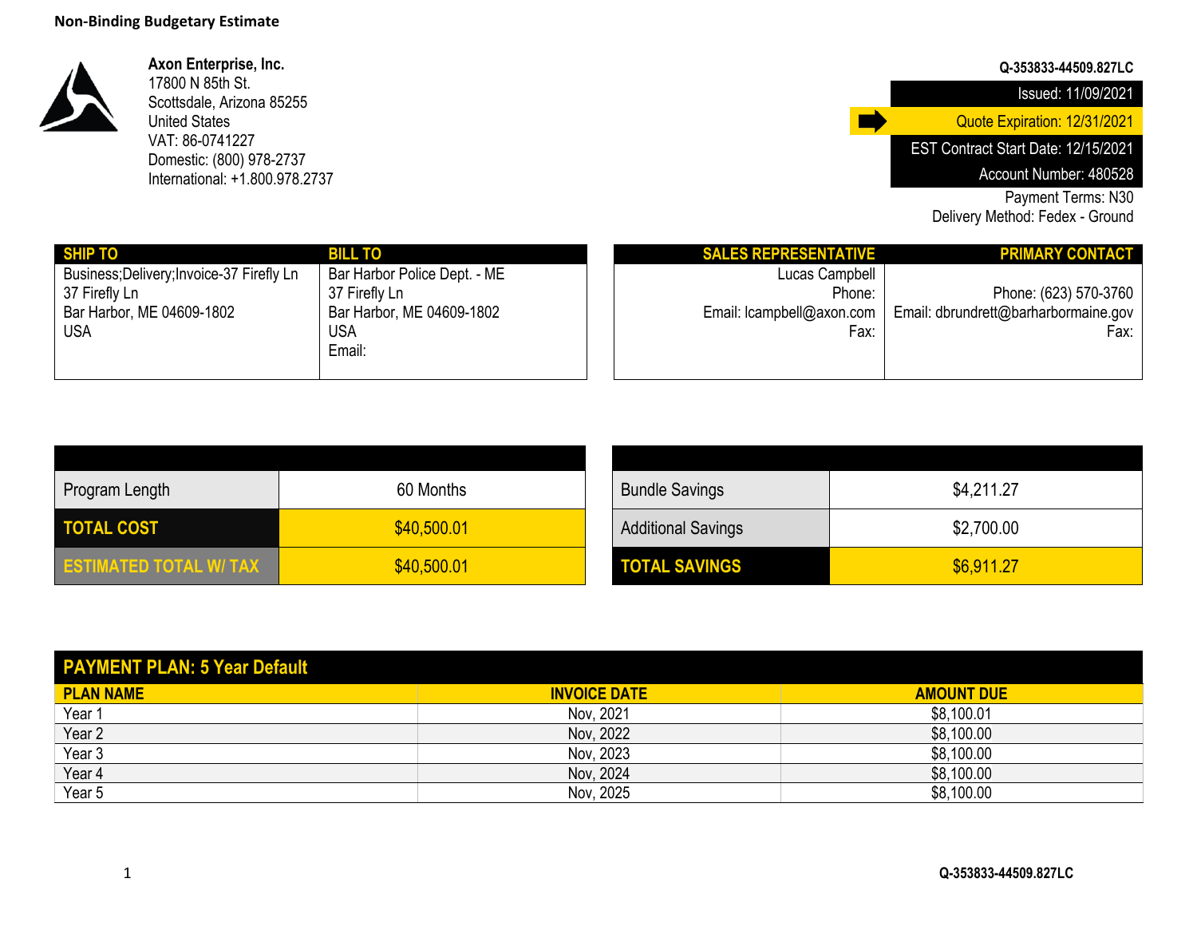**Non-Binding Budgetary Estimate**

**Axon Enterprise, Inc.**
17800 N 85th St.
Scottsdale, Arizona 85255
United States
VAT: 86-0741227
Domestic: (800) 978-2737
International: +1.800.978.2737

**Q-353833-44509.827LC**

Issued: 11/09/2021
Quote Expiration: 12/31/2021
EST Contract Start Date: 12/15/2021
Account Number: 480528
Payment Terms: N30
Delivery Method: Fedex - Ground

| SHIP TO | BILL TO |
|---|---|
| Business;Delivery;Invoice-37 Firefly Ln<br>37 Firefly Ln<br>Bar Harbor, ME 04609-1802<br>USA | Bar Harbor Police Dept. - ME<br>37 Firefly Ln<br>Bar Harbor, ME 04609-1802<br>USA<br>Email: |

| SALES REPRESENTATIVE | PRIMARY CONTACT |
|---|---|
| Lucas Campbell<br>Phone:<br>Email: lcampbell@axon.com<br>Fax: | Phone: (623) 570-3760<br>Email: dbrundrett@barharbormaine.gov<br>Fax: |

| | |
|---|---|
| Program Length | 60 Months |
| **TOTAL COST** | $40,500.01 |
| **ESTIMATED TOTAL W/ TAX** | $40,500.01 |

| | |
|---|---|
| Bundle Savings | $4,211.27 |
| Additional Savings | $2,700.00 |
| **TOTAL SAVINGS** | $6,911.27 |

**PAYMENT PLAN: 5 Year Default**

| PLAN NAME | INVOICE DATE | AMOUNT DUE |
|---|---|---|
| Year 1 | Nov, 2021 | $8,100.01 |
| Year 2 | Nov, 2022 | $8,100.00 |
| Year 3 | Nov, 2023 | $8,100.00 |
| Year 4 | Nov, 2024 | $8,100.00 |
| Year 5 | Nov, 2025 | $8,100.00 |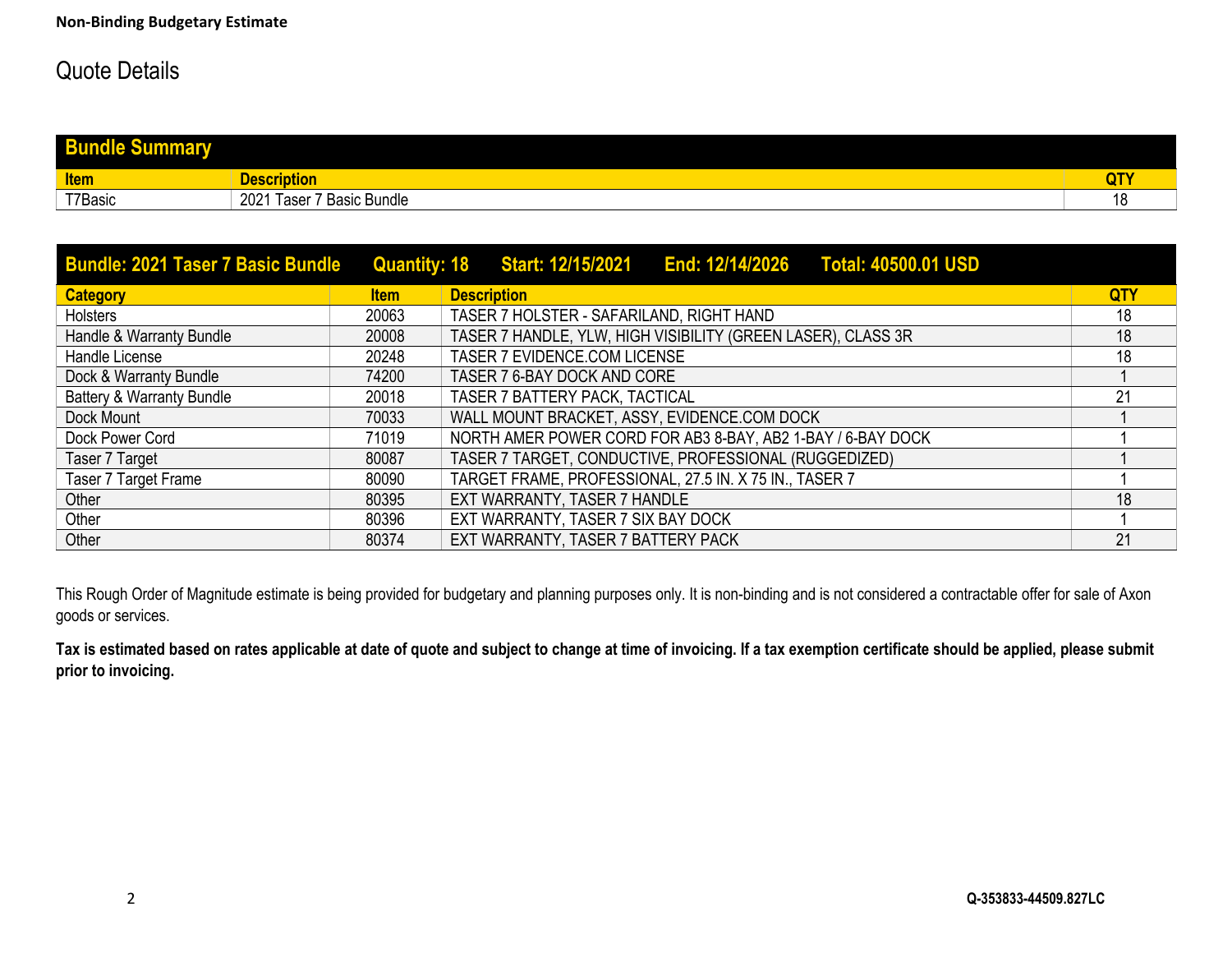**Non-Binding Budgetary Estimate**

# Quote Details

## Bundle Summary

| Item | Description | QTY |
|---|---|---|
| T7Basic | 2021 Taser 7 Basic Bundle | 18 |

## Bundle: 2021 Taser 7 Basic Bundle    Quantity: 18    Start: 12/15/2021    End: 12/14/2026    Total: 40500.01 USD

| Category | Item | Description | QTY |
|---|---|---|---|
| Holsters | 20063 | TASER 7 HOLSTER - SAFARILAND, RIGHT HAND | 18 |
| Handle & Warranty Bundle | 20008 | TASER 7 HANDLE, YLW, HIGH VISIBILITY (GREEN LASER), CLASS 3R | 18 |
| Handle License | 20248 | TASER 7 EVIDENCE.COM LICENSE | 18 |
| Dock & Warranty Bundle | 74200 | TASER 7 6-BAY DOCK AND CORE | 1 |
| Battery & Warranty Bundle | 20018 | TASER 7 BATTERY PACK, TACTICAL | 21 |
| Dock Mount | 70033 | WALL MOUNT BRACKET, ASSY, EVIDENCE.COM DOCK | 1 |
| Dock Power Cord | 71019 | NORTH AMER POWER CORD FOR AB3 8-BAY, AB2 1-BAY / 6-BAY DOCK | 1 |
| Taser 7 Target | 80087 | TASER 7 TARGET, CONDUCTIVE, PROFESSIONAL (RUGGEDIZED) | 1 |
| Taser 7 Target Frame | 80090 | TARGET FRAME, PROFESSIONAL, 27.5 IN. X 75 IN., TASER 7 | 1 |
| Other | 80395 | EXT WARRANTY, TASER 7 HANDLE | 18 |
| Other | 80396 | EXT WARRANTY, TASER 7 SIX BAY DOCK | 1 |
| Other | 80374 | EXT WARRANTY, TASER 7 BATTERY PACK | 21 |

This Rough Order of Magnitude estimate is being provided for budgetary and planning purposes only. It is non-binding and is not considered a contractable offer for sale of Axon goods or services.

**Tax is estimated based on rates applicable at date of quote and subject to change at time of invoicing. If a tax exemption certificate should be applied, please submit prior to invoicing.**

Q-353833-44509.827LC